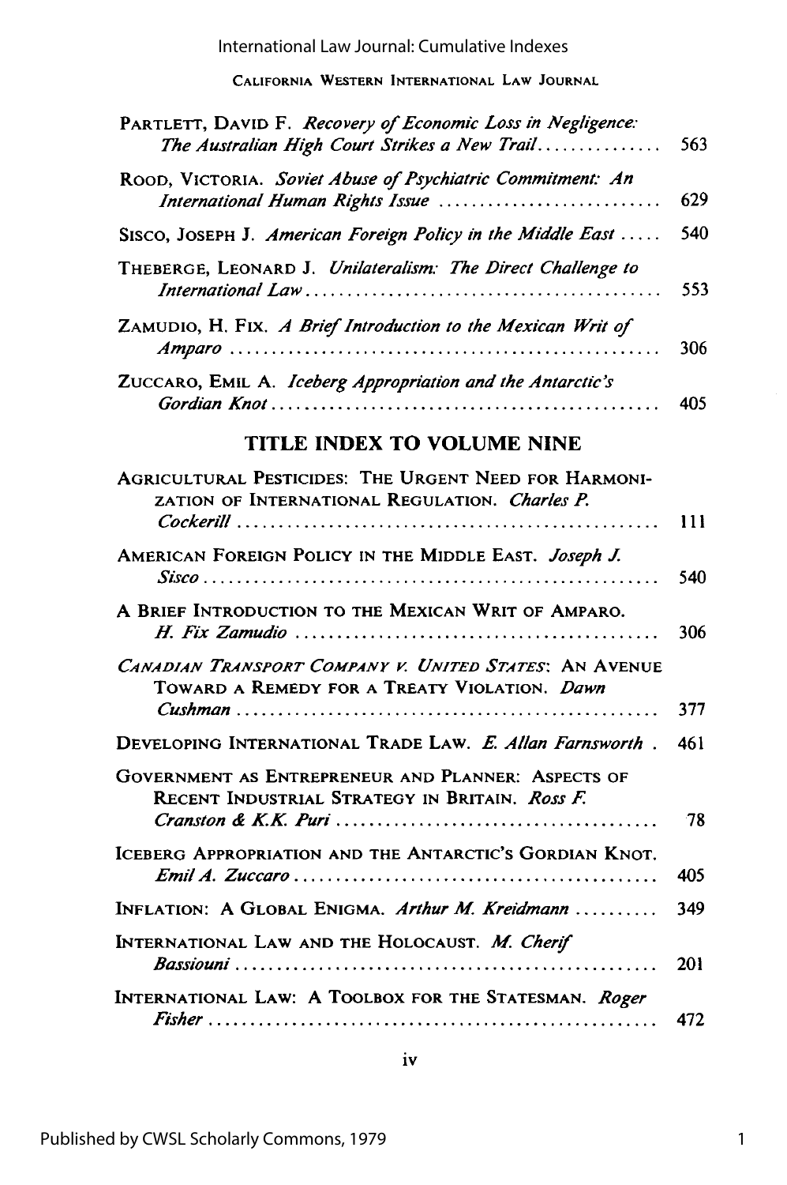PARTLETT, DAVID F. *Recovery of Economic Loss in Negligence: The Australian High Court Strikes a New Trail* .............. 563

ROOD, VICTORIA. *Soviet Abuse of Psychiatric Commitment: An International Human Rights Issue* .............. 629

SISCO, JOSEPH J. *American Foreign Policy in the Middle East* ..... 540

THEBERGE, LEONARD J. *Unilateralism: The Direct Challenge to International Law* .............. 553

ZAMUDIO, H. FIX. *A Brief Introduction to the Mexican Writ of Amparo* .............. 306

ZUCCARO, EMIL A. *Iceberg Appropriation and the Antarctic's Gordian Knot* .............. 405

## TITLE INDEX TO VOLUME NINE

AGRICULTURAL PESTICIDES: THE URGENT NEED FOR HARMONIZATION OF INTERNATIONAL REGULATION. *Charles P. Cockerill* .............. 111

AMERICAN FOREIGN POLICY IN THE MIDDLE EAST. *Joseph J. Sisco* .............. 540

A BRIEF INTRODUCTION TO THE MEXICAN WRIT OF AMPARO. *H. Fix Zamudio* .............. 306

*CANADIAN TRANSPORT COMPANY V. UNITED STATES*: AN AVENUE TOWARD A REMEDY FOR A TREATY VIOLATION. *Dawn Cushman* .............. 377

DEVELOPING INTERNATIONAL TRADE LAW. *E. Allan Farnsworth* . 461

GOVERNMENT AS ENTREPRENEUR AND PLANNER: ASPECTS OF RECENT INDUSTRIAL STRATEGY IN BRITAIN. *Ross F. Cranston & K.K. Puri* .............. 78

ICEBERG APPROPRIATION AND THE ANTARCTIC'S GORDIAN KNOT. *Emil A. Zuccaro* .............. 405

INFLATION: A GLOBAL ENIGMA. *Arthur M. Kreidmann* .......... 349

INTERNATIONAL LAW AND THE HOLOCAUST. *M. Cherif Bassiouni* .............. 201

INTERNATIONAL LAW: A TOOLBOX FOR THE STATESMAN. *Roger Fisher* .............. 472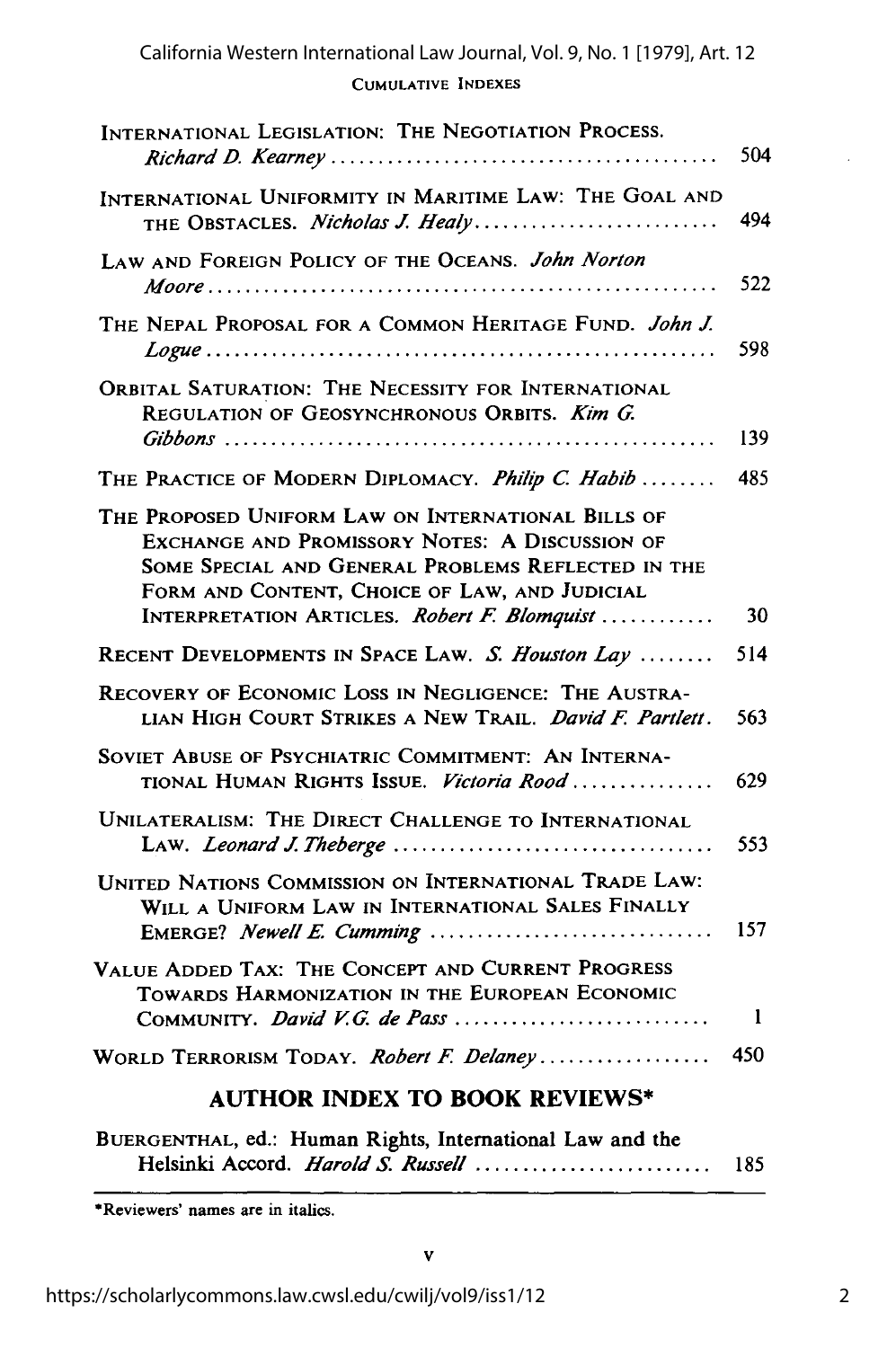INTERNATIONAL LEGISLATION: THE NEGOTIATION PROCESS. *Richard D. Kearney* .......... 504

INTERNATIONAL UNIFORMITY IN MARITIME LAW: THE GOAL AND THE OBSTACLES. *Nicholas J. Healy* .......... 494

LAW AND FOREIGN POLICY OF THE OCEANS. *John Norton Moore* .......... 522

THE NEPAL PROPOSAL FOR A COMMON HERITAGE FUND. *John J. Logue* .......... 598

ORBITAL SATURATION: THE NECESSITY FOR INTERNATIONAL REGULATION OF GEOSYNCHRONOUS ORBITS. *Kim G. Gibbons* .......... 139

THE PRACTICE OF MODERN DIPLOMACY. *Philip C. Habib* .......... 485

THE PROPOSED UNIFORM LAW ON INTERNATIONAL BILLS OF EXCHANGE AND PROMISSORY NOTES: A DISCUSSION OF SOME SPECIAL AND GENERAL PROBLEMS REFLECTED IN THE FORM AND CONTENT, CHOICE OF LAW, AND JUDICIAL INTERPRETATION ARTICLES. *Robert F. Blomquist* .......... 30

RECENT DEVELOPMENTS IN SPACE LAW. *S. Houston Lay* .......... 514

RECOVERY OF ECONOMIC LOSS IN NEGLIGENCE: THE AUSTRALIAN HIGH COURT STRIKES A NEW TRAIL. *David F. Partlett*. 563

SOVIET ABUSE OF PSYCHIATRIC COMMITMENT: AN INTERNATIONAL HUMAN RIGHTS ISSUE. *Victoria Rood* .......... 629

UNILATERALISM: THE DIRECT CHALLENGE TO INTERNATIONAL LAW. *Leonard J. Theberge* .......... 553

UNITED NATIONS COMMISSION ON INTERNATIONAL TRADE LAW: WILL A UNIFORM LAW IN INTERNATIONAL SALES FINALLY EMERGE? *Newell E. Cumming* .......... 157

VALUE ADDED TAX: THE CONCEPT AND CURRENT PROGRESS TOWARDS HARMONIZATION IN THE EUROPEAN ECONOMIC COMMUNITY. *David V.G. de Pass* .......... 1

WORLD TERRORISM TODAY. *Robert F. Delaney* .......... 450

## AUTHOR INDEX TO BOOK REVIEWS*

BUERGENTHAL, ed.: Human Rights, International Law and the Helsinki Accord. *Harold S. Russell* .......... 185

*Reviewers' names are in italics.